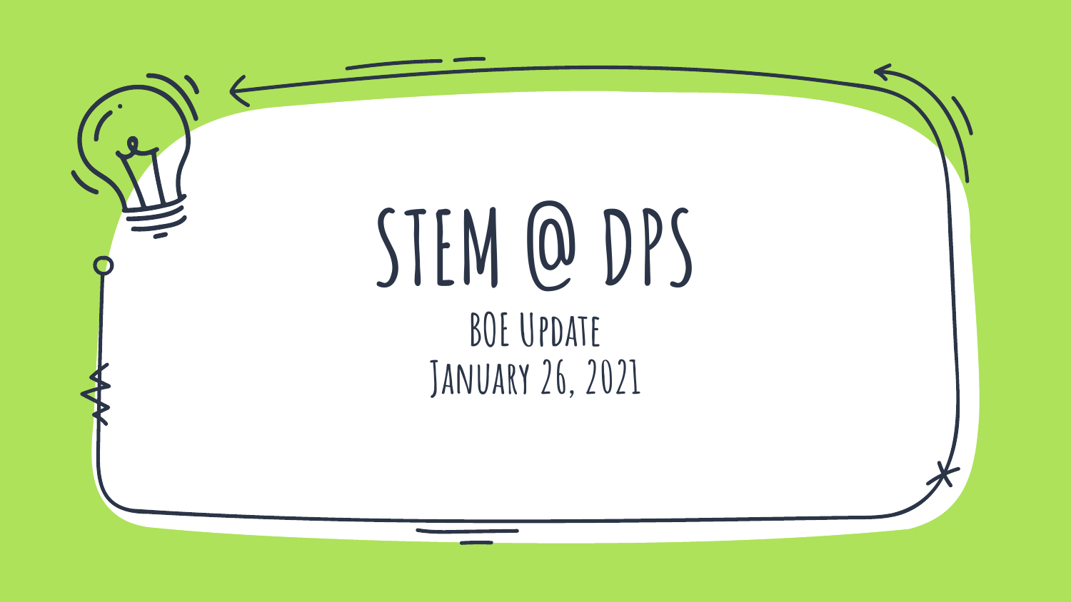# STEM @ DPS

BOE Update

January 26, 2021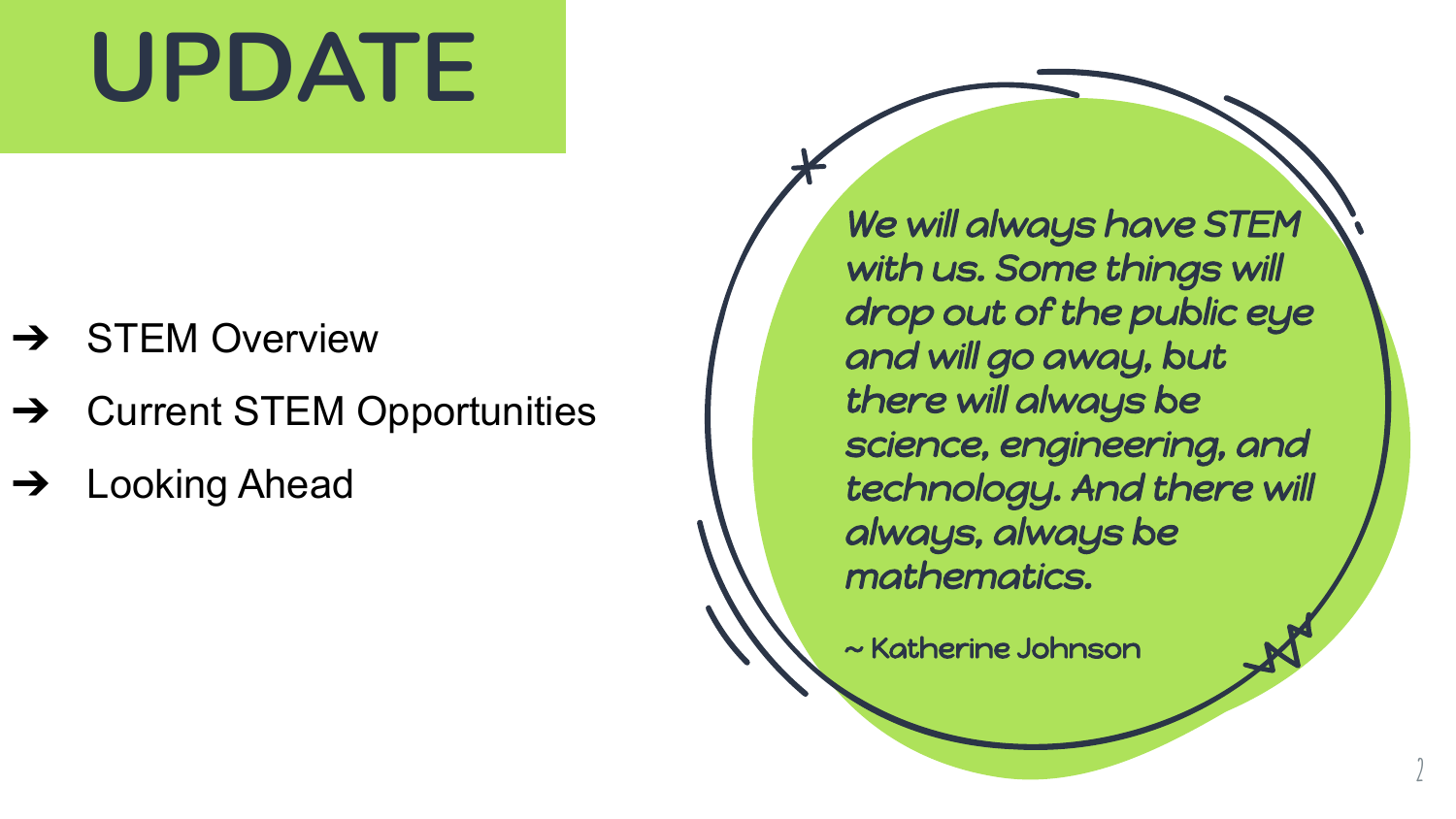# UPDATE

- STEM Overview
- Current STEM Opportunities
- Looking Ahead

*We will always have STEM with us. Some things will drop out of the public eye and will go away, but there will always be science, engineering, and technology. And there will always, always be mathematics.*

~ Katherine Johnson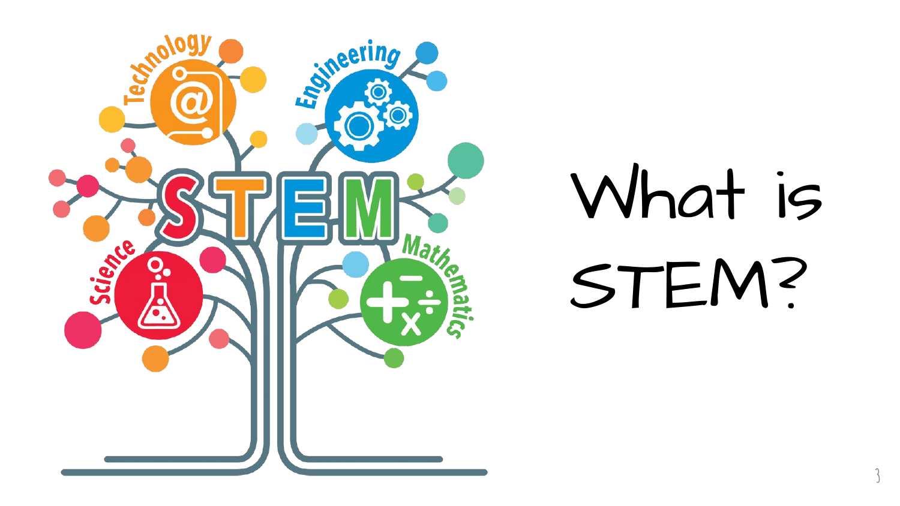# What is STEM?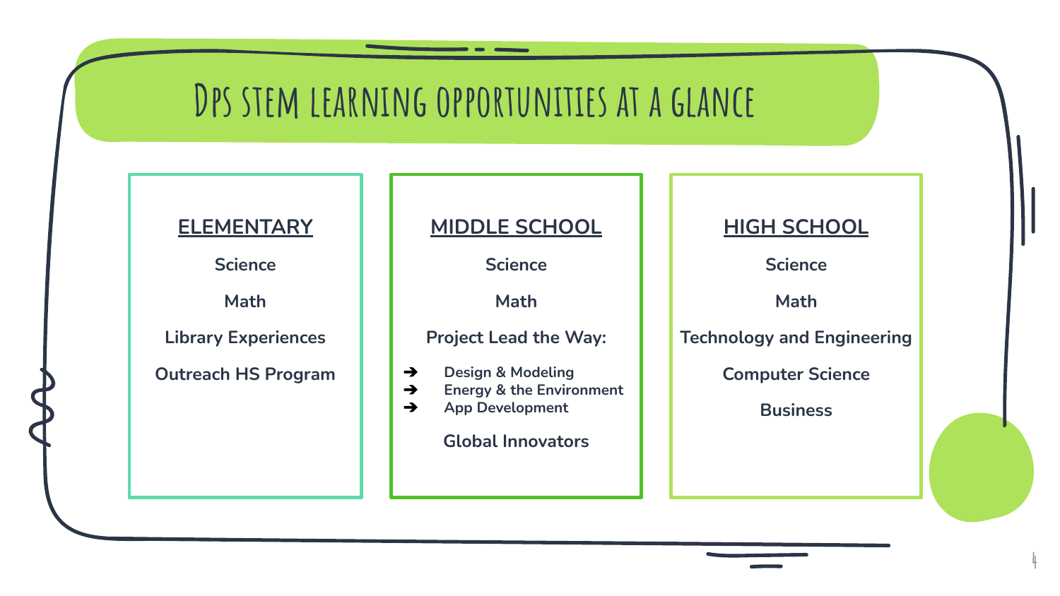# Dps stem learning opportunities at a glance

## ELEMENTARY

Science

Math

Library Experiences

Outreach HS Program

## MIDDLE SCHOOL

Science

Math

Project Lead the Way:

- Design & Modeling
- Energy & the Environment
- App Development

Global Innovators

## HIGH SCHOOL

Science

Math

Technology and Engineering

Computer Science

Business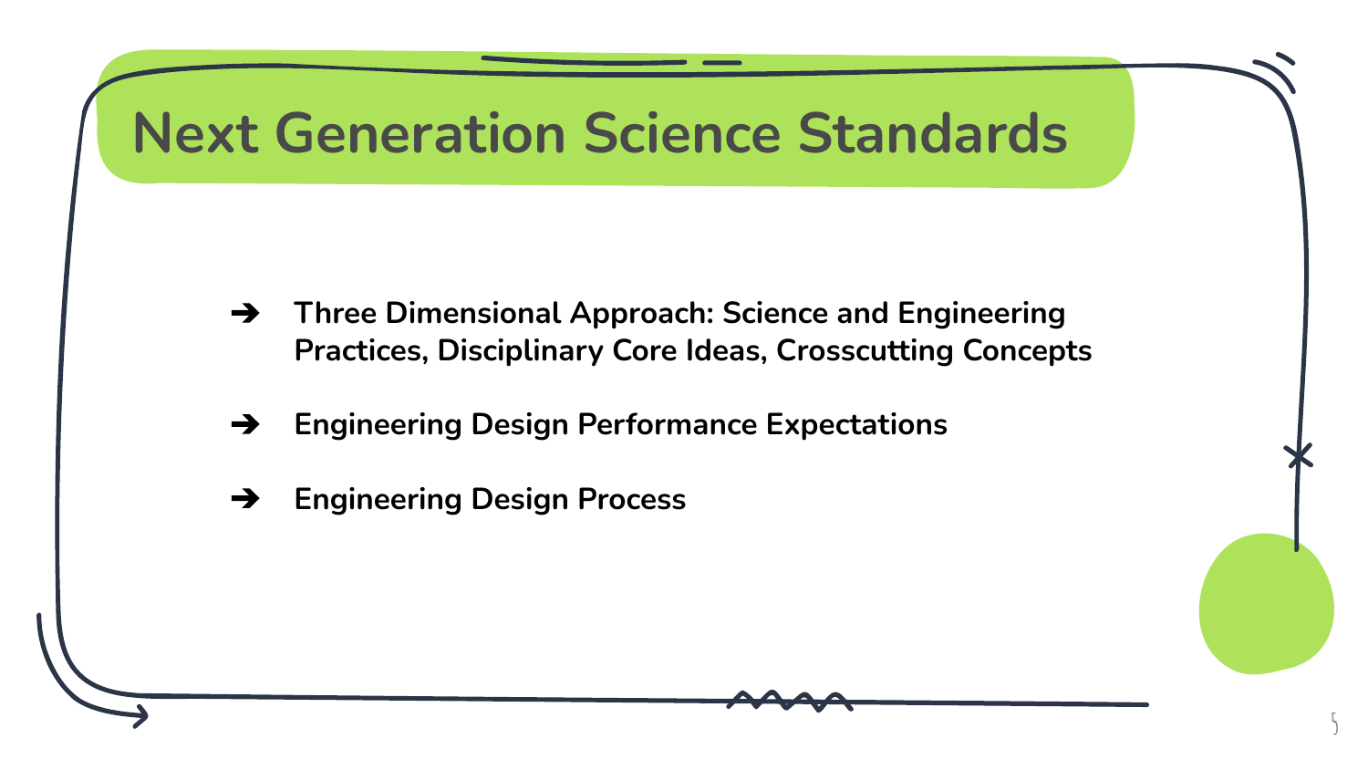# Next Generation Science Standards

- **Three Dimensional Approach: Science and Engineering Practices, Disciplinary Core Ideas, Crosscutting Concepts**
- **Engineering Design Performance Expectations**
- **Engineering Design Process**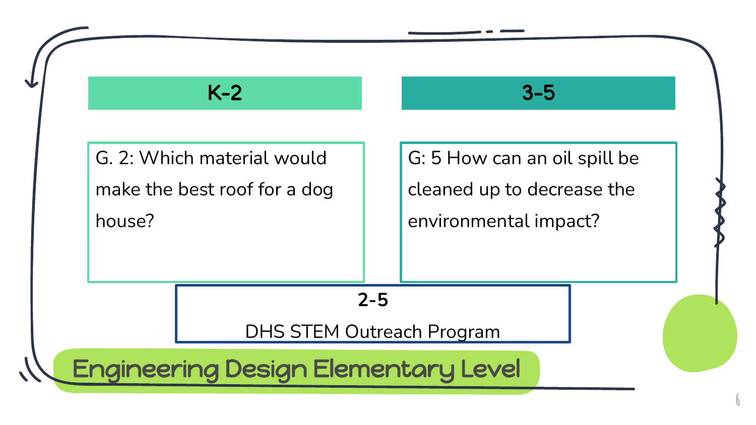# Engineering Design Elementary Level

## K-2

G. 2: Which material would make the best roof for a dog house?

## 3-5

G: 5 How can an oil spill be cleaned up to decrease the environmental impact?

## 2-5

DHS STEM Outreach Program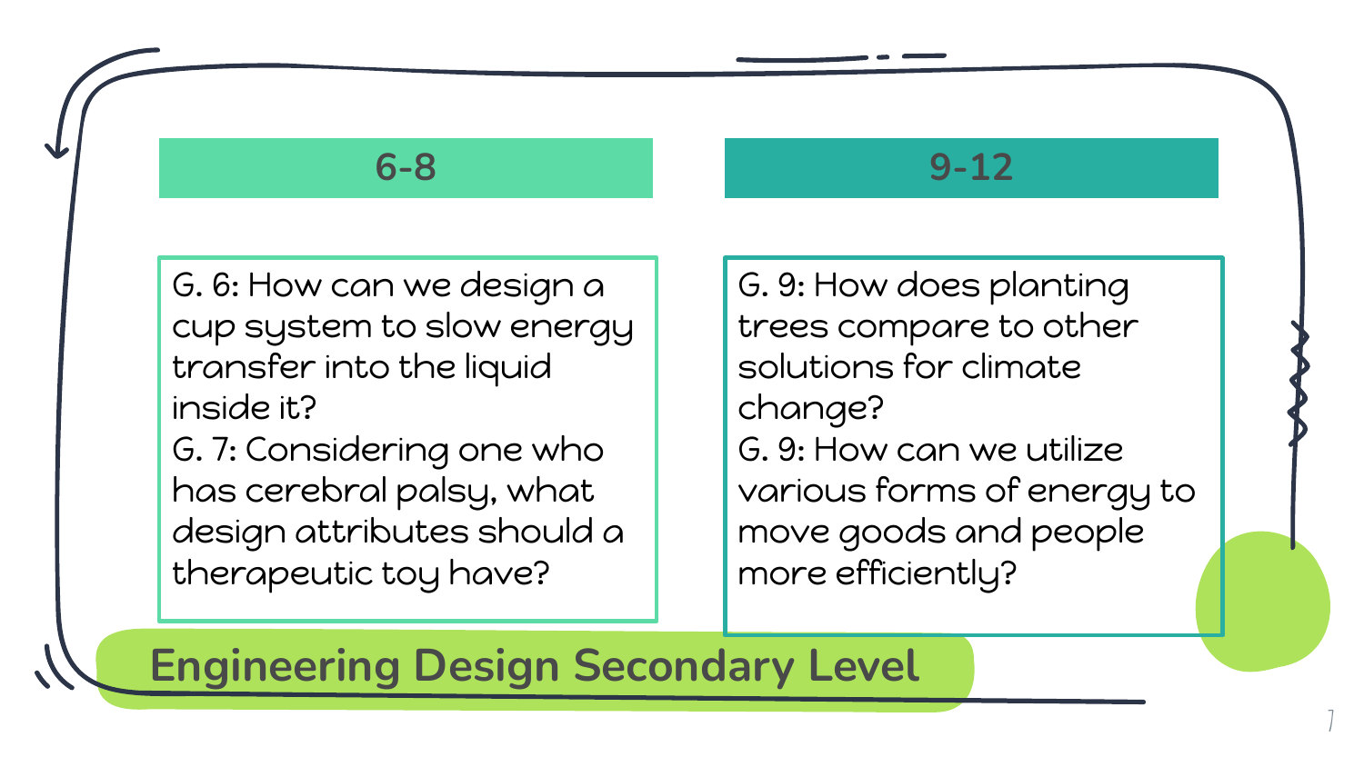# Engineering Design Secondary Level

## 6-8

G. 6: How can we design a cup system to slow energy transfer into the liquid inside it?

G. 7: Considering one who has cerebral palsy, what design attributes should a therapeutic toy have?

## 9-12

G. 9: How does planting trees compare to other solutions for climate change?

G. 9: How can we utilize various forms of energy to move goods and people more efficiently?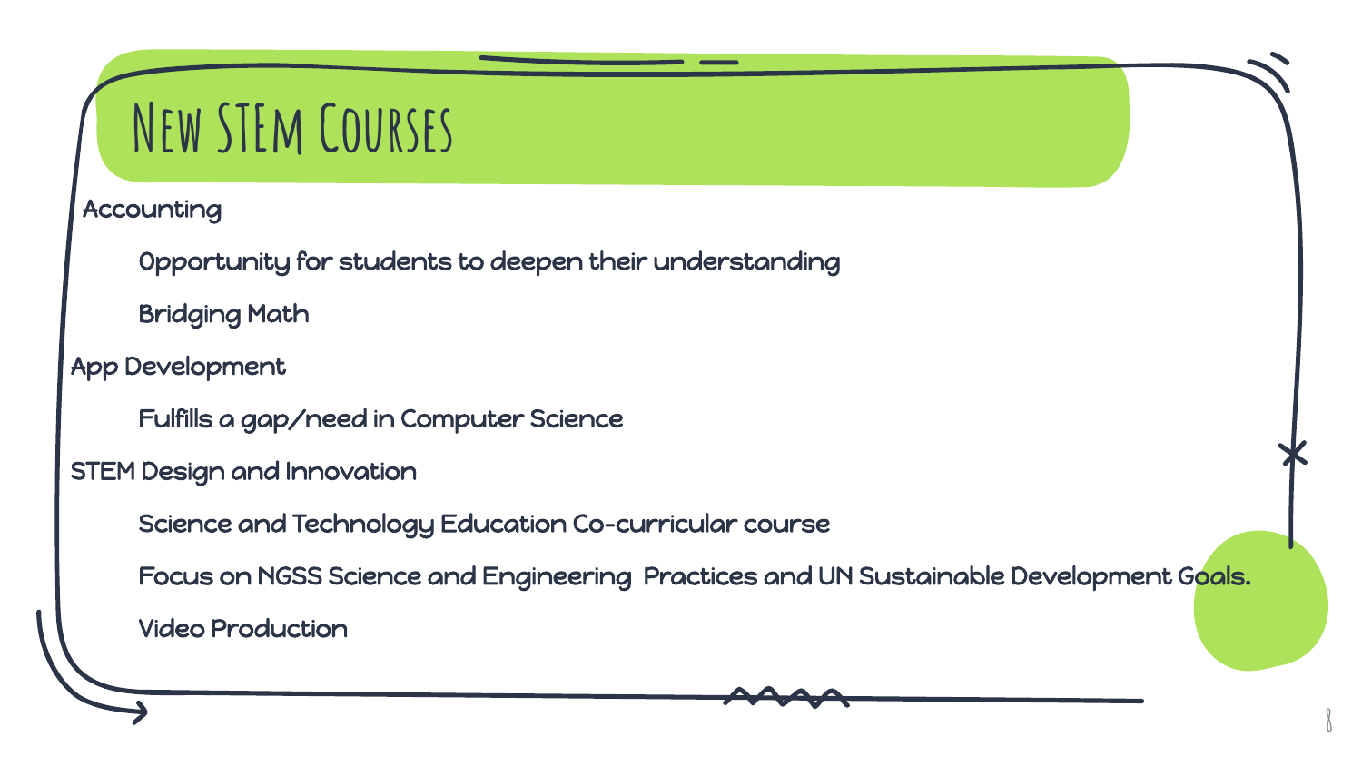# New STEM Courses

- Accounting
  - Opportunity for students to deepen their understanding
  - Bridging Math
- App Development
  - Fulfills a gap/need in Computer Science
- STEM Design and Innovation
  - Science and Technology Education Co-curricular course
  - Focus on NGSS Science and Engineering  Practices and UN Sustainable Development Goals.
  - Video Production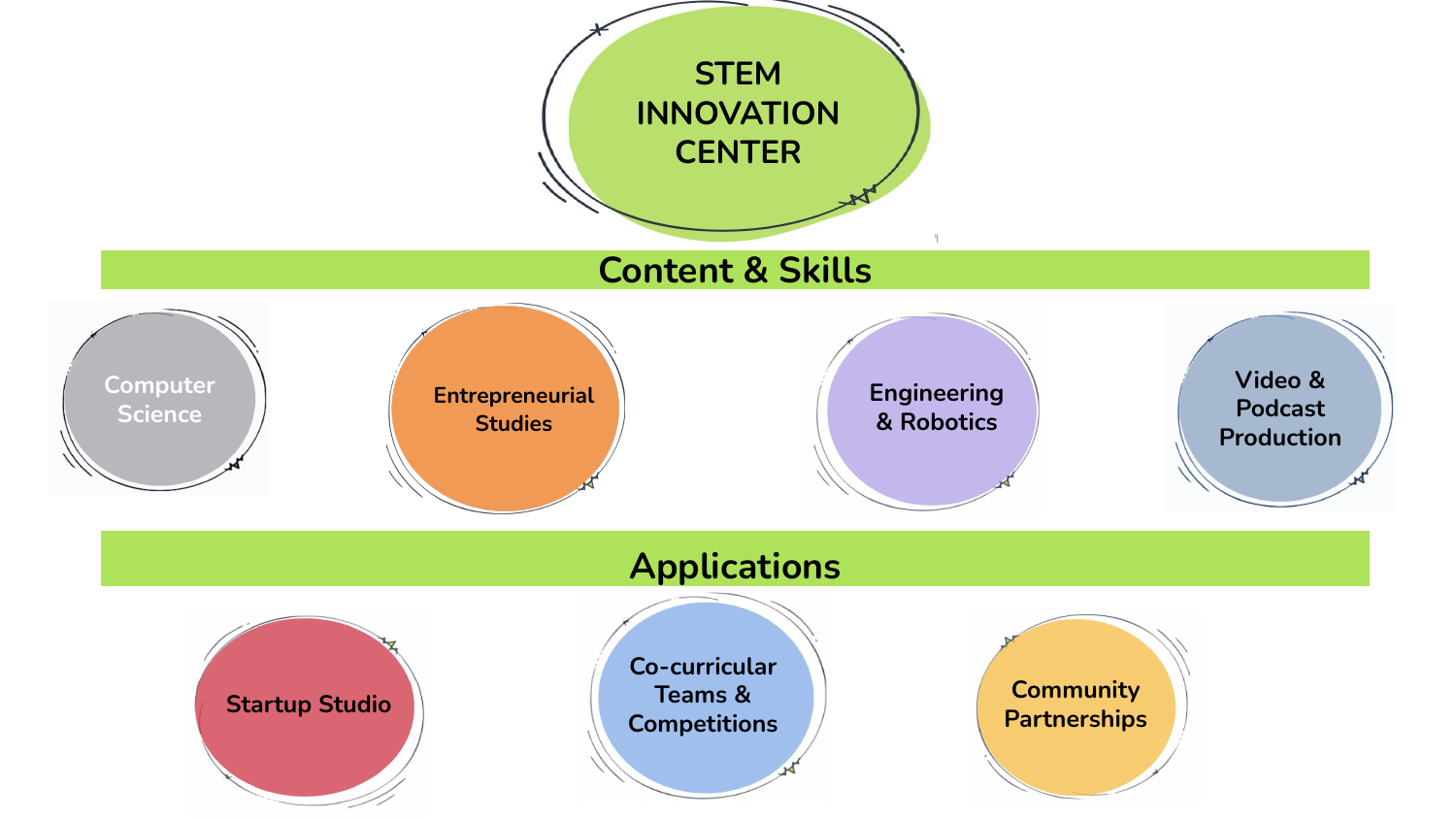# STEM INNOVATION CENTER

## Content & Skills

Computer Science

Entrepreneurial Studies

Engineering & Robotics

Video & Podcast Production

## Applications

Startup Studio

Co-curricular Teams & Competitions

Community Partnerships